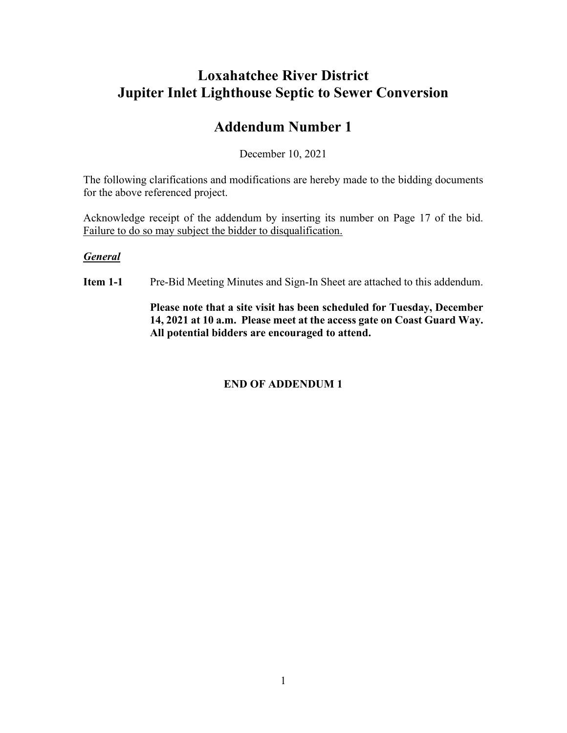# Loxahatchee River District
# Jupiter Inlet Lighthouse Septic to Sewer Conversion

## Addendum Number 1

December 10, 2021

The following clarifications and modifications are hereby made to the bidding documents for the above referenced project.

Acknowledge receipt of the addendum by inserting its number on Page 17 of the bid. Failure to do so may subject the bidder to disqualification.

***General***

**Item 1-1** Pre-Bid Meeting Minutes and Sign-In Sheet are attached to this addendum.

**Please note that a site visit has been scheduled for Tuesday, December 14, 2021 at 10 a.m. Please meet at the access gate on Coast Guard Way. All potential bidders are encouraged to attend.**

**END OF ADDENDUM 1**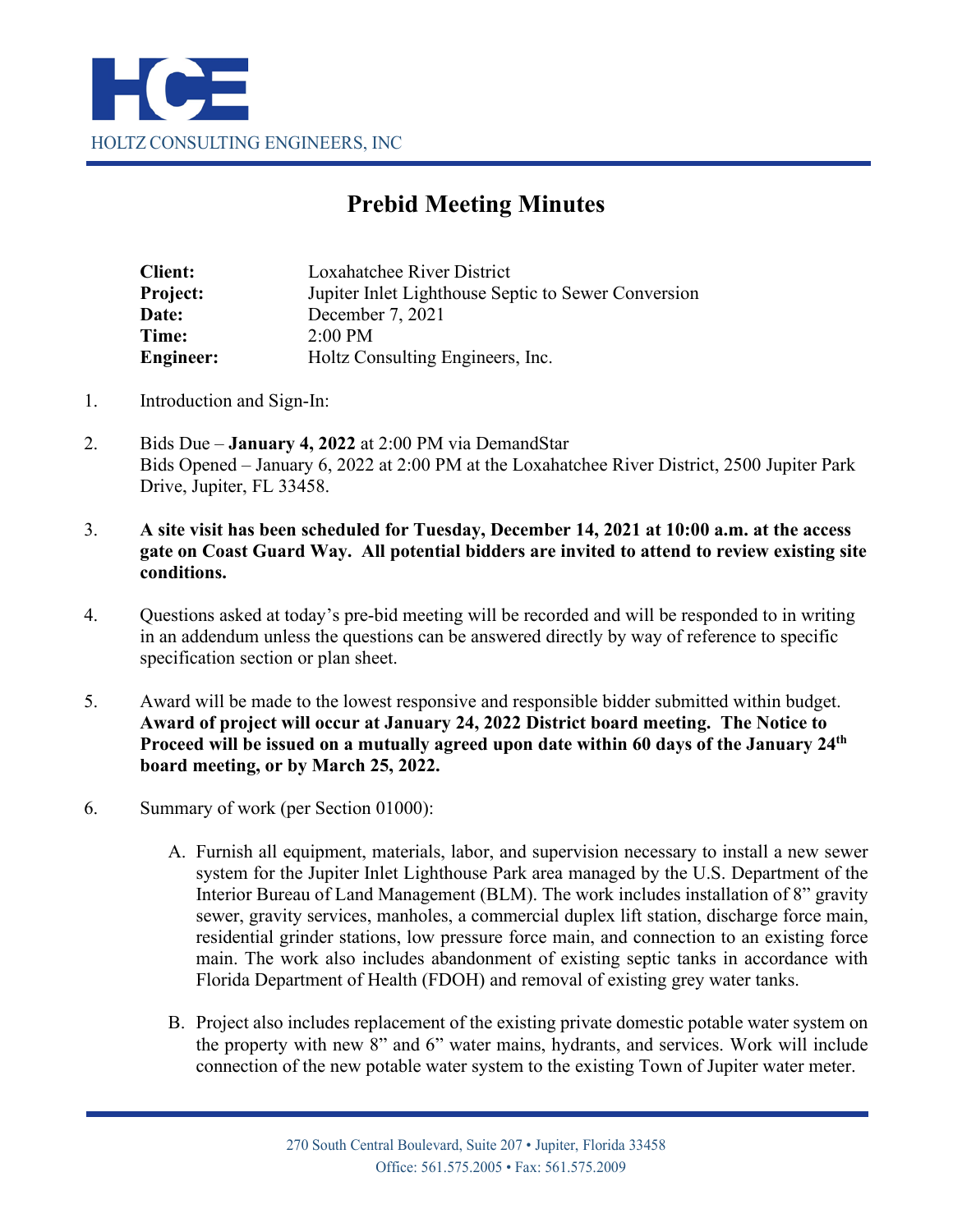HOLTZ CONSULTING ENGINEERS, INC

# Prebid Meeting Minutes

| | |
|---|---|
| **Client:** | Loxahatchee River District |
| **Project:** | Jupiter Inlet Lighthouse Septic to Sewer Conversion |
| **Date:** | December 7, 2021 |
| **Time:** | 2:00 PM |
| **Engineer:** | Holtz Consulting Engineers, Inc. |

1. Introduction and Sign-In:

2. Bids Due – **January 4, 2022** at 2:00 PM via DemandStar
   Bids Opened – January 6, 2022 at 2:00 PM at the Loxahatchee River District, 2500 Jupiter Park Drive, Jupiter, FL 33458.

3. **A site visit has been scheduled for Tuesday, December 14, 2021 at 10:00 a.m. at the access gate on Coast Guard Way. All potential bidders are invited to attend to review existing site conditions.**

4. Questions asked at today's pre-bid meeting will be recorded and will be responded to in writing in an addendum unless the questions can be answered directly by way of reference to specific specification section or plan sheet.

5. Award will be made to the lowest responsive and responsible bidder submitted within budget. **Award of project will occur at January 24, 2022 District board meeting. The Notice to Proceed will be issued on a mutually agreed upon date within 60 days of the January 24th board meeting, or by March 25, 2022.**

6. Summary of work (per Section 01000):

   A. Furnish all equipment, materials, labor, and supervision necessary to install a new sewer system for the Jupiter Inlet Lighthouse Park area managed by the U.S. Department of the Interior Bureau of Land Management (BLM). The work includes installation of 8" gravity sewer, gravity services, manholes, a commercial duplex lift station, discharge force main, residential grinder stations, low pressure force main, and connection to an existing force main. The work also includes abandonment of existing septic tanks in accordance with Florida Department of Health (FDOH) and removal of existing grey water tanks.

   B. Project also includes replacement of the existing private domestic potable water system on the property with new 8" and 6" water mains, hydrants, and services. Work will include connection of the new potable water system to the existing Town of Jupiter water meter.

270 South Central Boulevard, Suite 207 • Jupiter, Florida 33458
Office: 561.575.2005 • Fax: 561.575.2009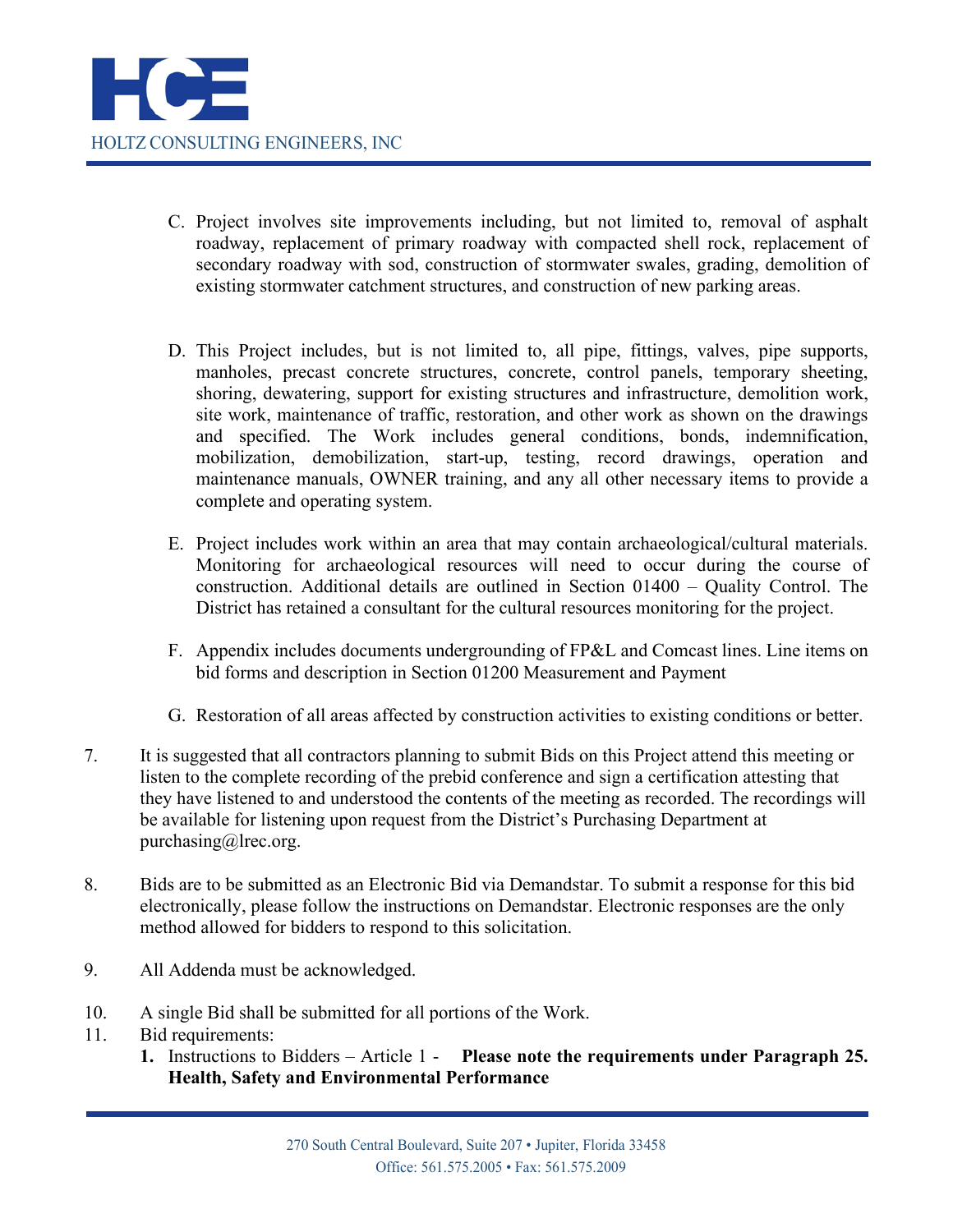C. Project involves site improvements including, but not limited to, removal of asphalt roadway, replacement of primary roadway with compacted shell rock, replacement of secondary roadway with sod, construction of stormwater swales, grading, demolition of existing stormwater catchment structures, and construction of new parking areas.

D. This Project includes, but is not limited to, all pipe, fittings, valves, pipe supports, manholes, precast concrete structures, concrete, control panels, temporary sheeting, shoring, dewatering, support for existing structures and infrastructure, demolition work, site work, maintenance of traffic, restoration, and other work as shown on the drawings and specified. The Work includes general conditions, bonds, indemnification, mobilization, demobilization, start-up, testing, record drawings, operation and maintenance manuals, OWNER training, and any all other necessary items to provide a complete and operating system.

E. Project includes work within an area that may contain archaeological/cultural materials. Monitoring for archaeological resources will need to occur during the course of construction. Additional details are outlined in Section 01400 – Quality Control. The District has retained a consultant for the cultural resources monitoring for the project.

F. Appendix includes documents undergrounding of FP&L and Comcast lines. Line items on bid forms and description in Section 01200 Measurement and Payment

G. Restoration of all areas affected by construction activities to existing conditions or better.

7. It is suggested that all contractors planning to submit Bids on this Project attend this meeting or listen to the complete recording of the prebid conference and sign a certification attesting that they have listened to and understood the contents of the meeting as recorded. The recordings will be available for listening upon request from the District's Purchasing Department at purchasing@lrec.org.

8. Bids are to be submitted as an Electronic Bid via Demandstar. To submit a response for this bid electronically, please follow the instructions on Demandstar. Electronic responses are the only method allowed for bidders to respond to this solicitation.

9. All Addenda must be acknowledged.

10. A single Bid shall be submitted for all portions of the Work.

11. Bid requirements:
    1. Instructions to Bidders – Article 1 - **Please note the requirements under Paragraph 25. Health, Safety and Environmental Performance**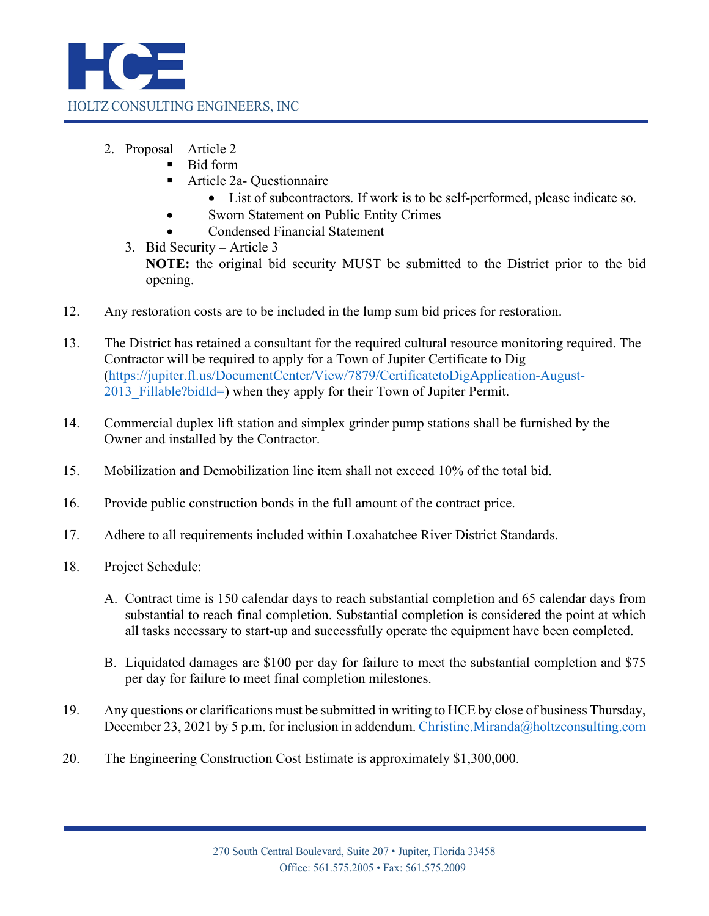2. Proposal – Article 2
    - Bid form
    - Article 2a- Questionnaire
        - List of subcontractors. If work is to be self-performed, please indicate so.
    - Sworn Statement on Public Entity Crimes
    - Condensed Financial Statement
3. Bid Security – Article 3

    **NOTE:** the original bid security MUST be submitted to the District prior to the bid opening.

12. Any restoration costs are to be included in the lump sum bid prices for restoration.

13. The District has retained a consultant for the required cultural resource monitoring required. The Contractor will be required to apply for a Town of Jupiter Certificate to Dig (https://jupiter.fl.us/DocumentCenter/View/7879/CertificatetoDigApplication-August-2013_Fillable?bidId=) when they apply for their Town of Jupiter Permit.

14. Commercial duplex lift station and simplex grinder pump stations shall be furnished by the Owner and installed by the Contractor.

15. Mobilization and Demobilization line item shall not exceed 10% of the total bid.

16. Provide public construction bonds in the full amount of the contract price.

17. Adhere to all requirements included within Loxahatchee River District Standards.

18. Project Schedule:

    A. Contract time is 150 calendar days to reach substantial completion and 65 calendar days from substantial to reach final completion. Substantial completion is considered the point at which all tasks necessary to start-up and successfully operate the equipment have been completed.

    B. Liquidated damages are $100 per day for failure to meet the substantial completion and $75 per day for failure to meet final completion milestones.

19. Any questions or clarifications must be submitted in writing to HCE by close of business Thursday, December 23, 2021 by 5 p.m. for inclusion in addendum. Christine.Miranda@holtzconsulting.com

20. The Engineering Construction Cost Estimate is approximately $1,300,000.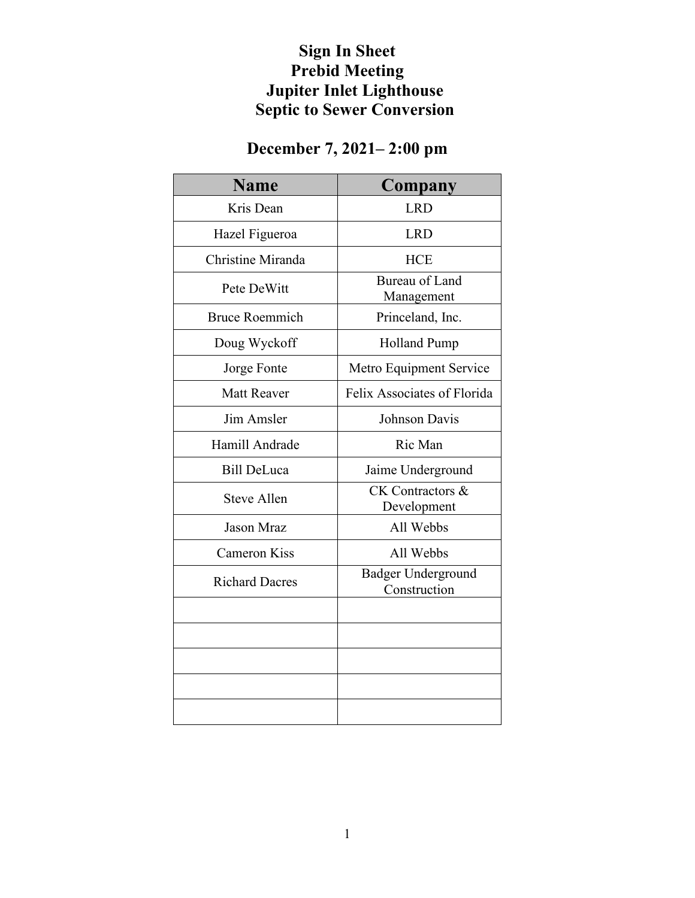# Sign In Sheet
# Prebid Meeting
# Jupiter Inlet Lighthouse
# Septic to Sewer Conversion

## December 7, 2021– 2:00 pm

| Name | Company |
|---|---|
| Kris Dean | LRD |
| Hazel Figueroa | LRD |
| Christine Miranda | HCE |
| Pete DeWitt | Bureau of Land Management |
| Bruce Roemmich | Princeland, Inc. |
| Doug Wyckoff | Holland Pump |
| Jorge Fonte | Metro Equipment Service |
| Matt Reaver | Felix Associates of Florida |
| Jim Amsler | Johnson Davis |
| Hamill Andrade | Ric Man |
| Bill DeLuca | Jaime Underground |
| Steve Allen | CK Contractors & Development |
| Jason Mraz | All Webbs |
| Cameron Kiss | All Webbs |
| Richard Dacres | Badger Underground Construction |
| | |
| | |
| | |
| | |
| | |